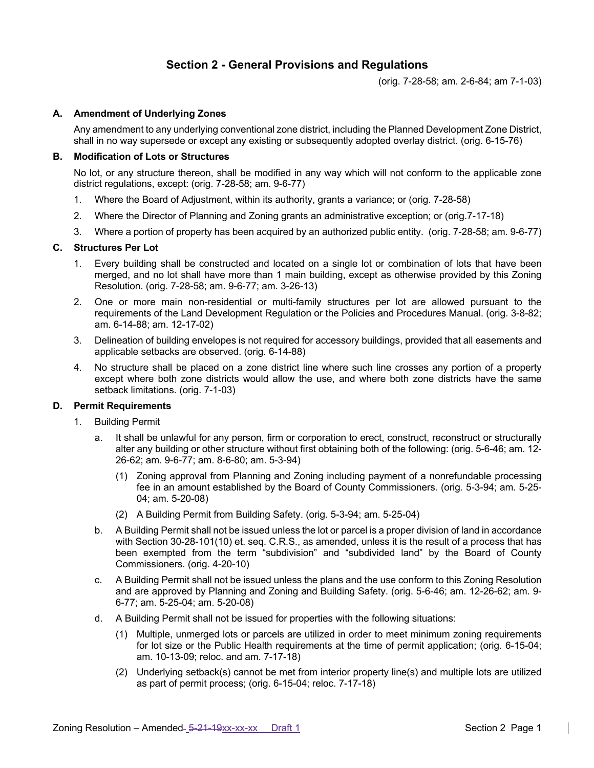# Section 2 - General Provisions and Regulations

(orig. 7-28-58; am. 2-6-84; am 7-1-03)

## A. Amendment of Underlying Zones

Any amendment to any underlying conventional zone district, including the Planned Development Zone District, shall in no way supersede or except any existing or subsequently adopted overlay district. (orig. 6-15-76)

## B. Modification of Lots or Structures

No lot, or any structure thereon, shall be modified in any way which will not conform to the applicable zone district regulations, except: (orig. 7-28-58; am. 9-6-77)

1. Where the Board of Adjustment, within its authority, grants a variance; or (orig. 7-28-58)
2. Where the Director of Planning and Zoning grants an administrative exception; or (orig.7-17-18)
3. Where a portion of property has been acquired by an authorized public entity. (orig. 7-28-58; am. 9-6-77)

## C. Structures Per Lot

1. Every building shall be constructed and located on a single lot or combination of lots that have been merged, and no lot shall have more than 1 main building, except as otherwise provided by this Zoning Resolution. (orig. 7-28-58; am. 9-6-77; am. 3-26-13)
2. One or more main non-residential or multi-family structures per lot are allowed pursuant to the requirements of the Land Development Regulation or the Policies and Procedures Manual. (orig. 3-8-82; am. 6-14-88; am. 12-17-02)
3. Delineation of building envelopes is not required for accessory buildings, provided that all easements and applicable setbacks are observed. (orig. 6-14-88)
4. No structure shall be placed on a zone district line where such line crosses any portion of a property except where both zone districts would allow the use, and where both zone districts have the same setback limitations. (orig. 7-1-03)

## D. Permit Requirements

1. Building Permit
   a. It shall be unlawful for any person, firm or corporation to erect, construct, reconstruct or structurally alter any building or other structure without first obtaining both of the following: (orig. 5-6-46; am. 12-26-62; am. 9-6-77; am. 8-6-80; am. 5-3-94)
      (1) Zoning approval from Planning and Zoning including payment of a nonrefundable processing fee in an amount established by the Board of County Commissioners. (orig. 5-3-94; am. 5-25-04; am. 5-20-08)
      (2) A Building Permit from Building Safety. (orig. 5-3-94; am. 5-25-04)
   b. A Building Permit shall not be issued unless the lot or parcel is a proper division of land in accordance with Section 30-28-101(10) et. seq. C.R.S., as amended, unless it is the result of a process that has been exempted from the term "subdivision" and "subdivided land" by the Board of County Commissioners. (orig. 4-20-10)
   c. A Building Permit shall not be issued unless the plans and the use conform to this Zoning Resolution and are approved by Planning and Zoning and Building Safety. (orig. 5-6-46; am. 12-26-62; am. 9-6-77; am. 5-25-04; am. 5-20-08)
   d. A Building Permit shall not be issued for properties with the following situations:
      (1) Multiple, unmerged lots or parcels are utilized in order to meet minimum zoning requirements for lot size or the Public Health requirements at the time of permit application; (orig. 6-15-04; am. 10-13-09; reloc. and am. 7-17-18)
      (2) Underlying setback(s) cannot be met from interior property line(s) and multiple lots are utilized as part of permit process; (orig. 6-15-04; reloc. 7-17-18)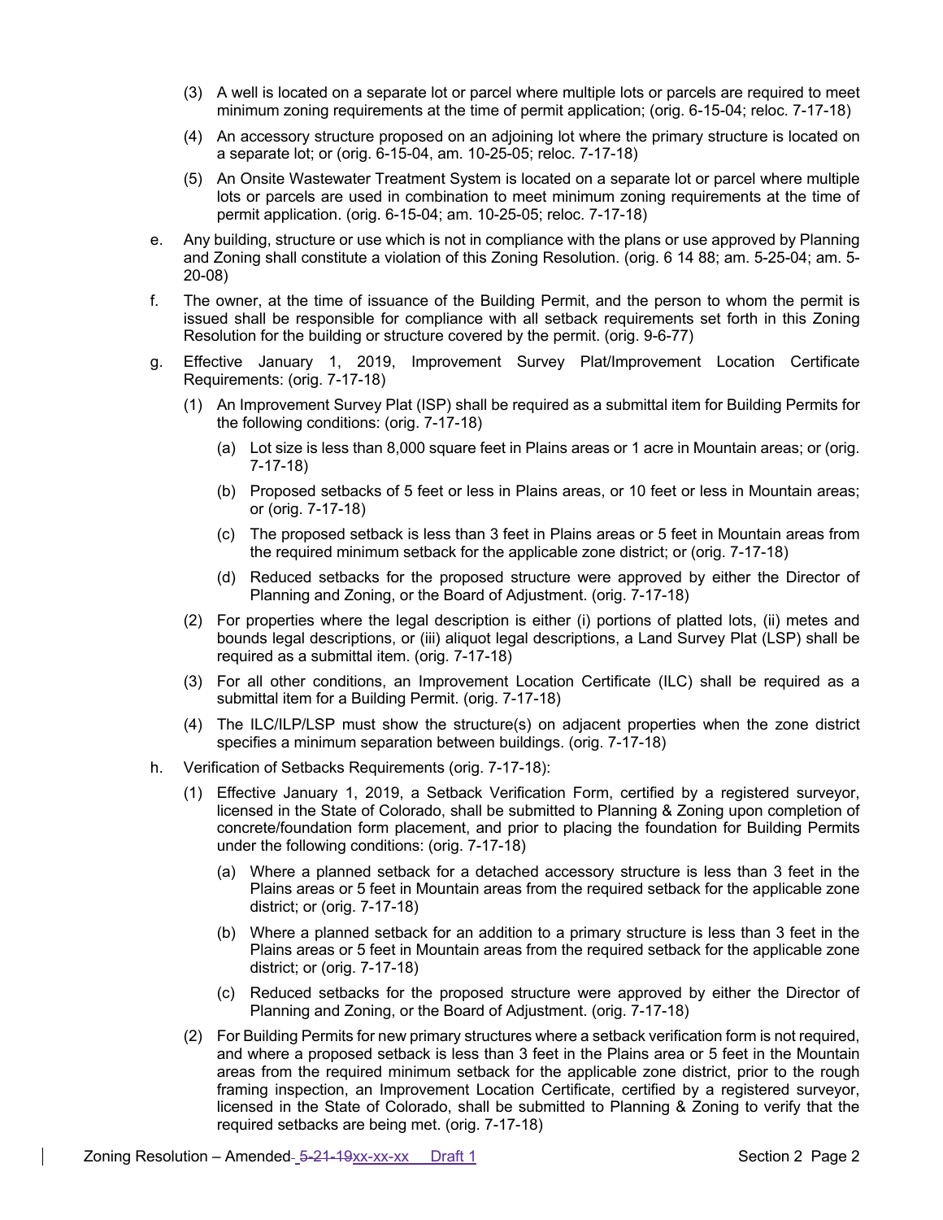(3) A well is located on a separate lot or parcel where multiple lots or parcels are required to meet minimum zoning requirements at the time of permit application; (orig. 6-15-04; reloc. 7-17-18)

(4) An accessory structure proposed on an adjoining lot where the primary structure is located on a separate lot; or (orig. 6-15-04, am. 10-25-05; reloc. 7-17-18)

(5) An Onsite Wastewater Treatment System is located on a separate lot or parcel where multiple lots or parcels are used in combination to meet minimum zoning requirements at the time of permit application. (orig. 6-15-04; am. 10-25-05; reloc. 7-17-18)

e. Any building, structure or use which is not in compliance with the plans or use approved by Planning and Zoning shall constitute a violation of this Zoning Resolution. (orig. 6 14 88; am. 5-25-04; am. 5-20-08)

f. The owner, at the time of issuance of the Building Permit, and the person to whom the permit is issued shall be responsible for compliance with all setback requirements set forth in this Zoning Resolution for the building or structure covered by the permit. (orig. 9-6-77)

g. Effective January 1, 2019, Improvement Survey Plat/Improvement Location Certificate Requirements: (orig. 7-17-18)

(1) An Improvement Survey Plat (ISP) shall be required as a submittal item for Building Permits for the following conditions: (orig. 7-17-18)

(a) Lot size is less than 8,000 square feet in Plains areas or 1 acre in Mountain areas; or (orig. 7-17-18)

(b) Proposed setbacks of 5 feet or less in Plains areas, or 10 feet or less in Mountain areas; or (orig. 7-17-18)

(c) The proposed setback is less than 3 feet in Plains areas or 5 feet in Mountain areas from the required minimum setback for the applicable zone district; or (orig. 7-17-18)

(d) Reduced setbacks for the proposed structure were approved by either the Director of Planning and Zoning, or the Board of Adjustment. (orig. 7-17-18)

(2) For properties where the legal description is either (i) portions of platted lots, (ii) metes and bounds legal descriptions, or (iii) aliquot legal descriptions, a Land Survey Plat (LSP) shall be required as a submittal item. (orig. 7-17-18)

(3) For all other conditions, an Improvement Location Certificate (ILC) shall be required as a submittal item for a Building Permit. (orig. 7-17-18)

(4) The ILC/ILP/LSP must show the structure(s) on adjacent properties when the zone district specifies a minimum separation between buildings. (orig. 7-17-18)

h. Verification of Setbacks Requirements (orig. 7-17-18):

(1) Effective January 1, 2019, a Setback Verification Form, certified by a registered surveyor, licensed in the State of Colorado, shall be submitted to Planning & Zoning upon completion of concrete/foundation form placement, and prior to placing the foundation for Building Permits under the following conditions: (orig. 7-17-18)

(a) Where a planned setback for a detached accessory structure is less than 3 feet in the Plains areas or 5 feet in Mountain areas from the required setback for the applicable zone district; or (orig. 7-17-18)

(b) Where a planned setback for an addition to a primary structure is less than 3 feet in the Plains areas or 5 feet in Mountain areas from the required setback for the applicable zone district; or (orig. 7-17-18)

(c) Reduced setbacks for the proposed structure were approved by either the Director of Planning and Zoning, or the Board of Adjustment. (orig. 7-17-18)

(2) For Building Permits for new primary structures where a setback verification form is not required, and where a proposed setback is less than 3 feet in the Plains area or 5 feet in the Mountain areas from the required minimum setback for the applicable zone district, prior to the rough framing inspection, an Improvement Location Certificate, certified by a registered surveyor, licensed in the State of Colorado, shall be submitted to Planning & Zoning to verify that the required setbacks are being met. (orig. 7-17-18)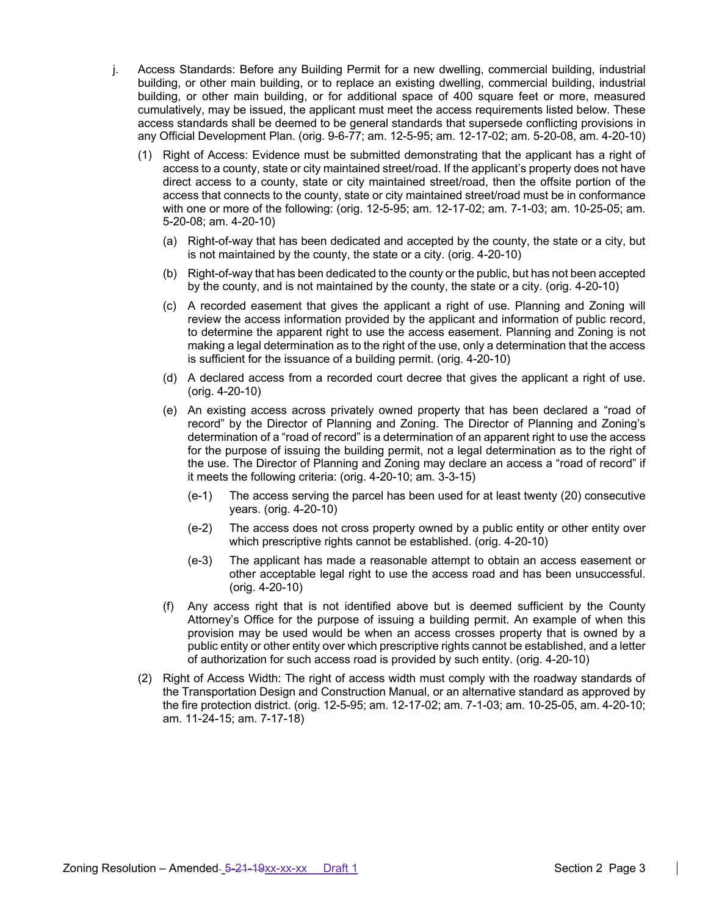j. Access Standards: Before any Building Permit for a new dwelling, commercial building, industrial building, or other main building, or to replace an existing dwelling, commercial building, industrial building, or other main building, or for additional space of 400 square feet or more, measured cumulatively, may be issued, the applicant must meet the access requirements listed below. These access standards shall be deemed to be general standards that supersede conflicting provisions in any Official Development Plan. (orig. 9-6-77; am. 12-5-95; am. 12-17-02; am. 5-20-08, am. 4-20-10)

   (1) Right of Access: Evidence must be submitted demonstrating that the applicant has a right of access to a county, state or city maintained street/road. If the applicant's property does not have direct access to a county, state or city maintained street/road, then the offsite portion of the access that connects to the county, state or city maintained street/road must be in conformance with one or more of the following: (orig. 12-5-95; am. 12-17-02; am. 7-1-03; am. 10-25-05; am. 5-20-08; am. 4-20-10)

      (a) Right-of-way that has been dedicated and accepted by the county, the state or a city, but is not maintained by the county, the state or a city. (orig. 4-20-10)

      (b) Right-of-way that has been dedicated to the county or the public, but has not been accepted by the county, and is not maintained by the county, the state or a city. (orig. 4-20-10)

      (c) A recorded easement that gives the applicant a right of use. Planning and Zoning will review the access information provided by the applicant and information of public record, to determine the apparent right to use the access easement. Planning and Zoning is not making a legal determination as to the right of the use, only a determination that the access is sufficient for the issuance of a building permit. (orig. 4-20-10)

      (d) A declared access from a recorded court decree that gives the applicant a right of use. (orig. 4-20-10)

      (e) An existing access across privately owned property that has been declared a "road of record" by the Director of Planning and Zoning. The Director of Planning and Zoning's determination of a "road of record" is a determination of an apparent right to use the access for the purpose of issuing the building permit, not a legal determination as to the right of the use. The Director of Planning and Zoning may declare an access a "road of record" if it meets the following criteria: (orig. 4-20-10; am. 3-3-15)

         (e-1) The access serving the parcel has been used for at least twenty (20) consecutive years. (orig. 4-20-10)

         (e-2) The access does not cross property owned by a public entity or other entity over which prescriptive rights cannot be established. (orig. 4-20-10)

         (e-3) The applicant has made a reasonable attempt to obtain an access easement or other acceptable legal right to use the access road and has been unsuccessful. (orig. 4-20-10)

      (f) Any access right that is not identified above but is deemed sufficient by the County Attorney's Office for the purpose of issuing a building permit. An example of when this provision may be used would be when an access crosses property that is owned by a public entity or other entity over which prescriptive rights cannot be established, and a letter of authorization for such access road is provided by such entity. (orig. 4-20-10)

   (2) Right of Access Width: The right of access width must comply with the roadway standards of the Transportation Design and Construction Manual, or an alternative standard as approved by the fire protection district. (orig. 12-5-95; am. 12-17-02; am. 7-1-03; am. 10-25-05, am. 4-20-10; am. 11-24-15; am. 7-17-18)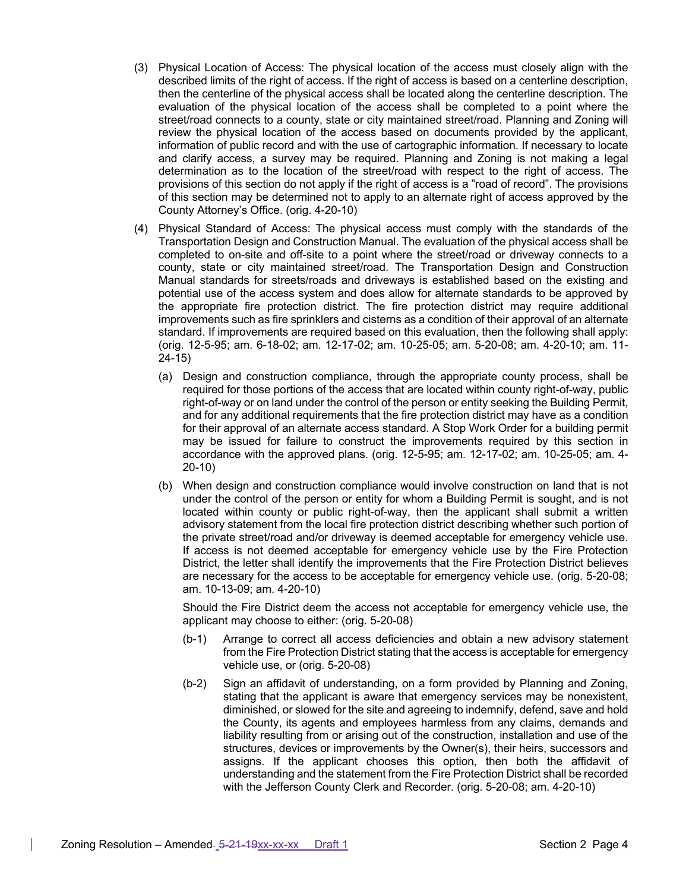(3) Physical Location of Access: The physical location of the access must closely align with the described limits of the right of access. If the right of access is based on a centerline description, then the centerline of the physical access shall be located along the centerline description. The evaluation of the physical location of the access shall be completed to a point where the street/road connects to a county, state or city maintained street/road. Planning and Zoning will review the physical location of the access based on documents provided by the applicant, information of public record and with the use of cartographic information. If necessary to locate and clarify access, a survey may be required. Planning and Zoning is not making a legal determination as to the location of the street/road with respect to the right of access. The provisions of this section do not apply if the right of access is a "road of record". The provisions of this section may be determined not to apply to an alternate right of access approved by the County Attorney's Office. (orig. 4-20-10)

(4) Physical Standard of Access: The physical access must comply with the standards of the Transportation Design and Construction Manual. The evaluation of the physical access shall be completed to on-site and off-site to a point where the street/road or driveway connects to a county, state or city maintained street/road. The Transportation Design and Construction Manual standards for streets/roads and driveways is established based on the existing and potential use of the access system and does allow for alternate standards to be approved by the appropriate fire protection district. The fire protection district may require additional improvements such as fire sprinklers and cisterns as a condition of their approval of an alternate standard. If improvements are required based on this evaluation, then the following shall apply: (orig. 12-5-95; am. 6-18-02; am. 12-17-02; am. 10-25-05; am. 5-20-08; am. 4-20-10; am. 11-24-15)

   (a) Design and construction compliance, through the appropriate county process, shall be required for those portions of the access that are located within county right-of-way, public right-of-way or on land under the control of the person or entity seeking the Building Permit, and for any additional requirements that the fire protection district may have as a condition for their approval of an alternate access standard. A Stop Work Order for a building permit may be issued for failure to construct the improvements required by this section in accordance with the approved plans. (orig. 12-5-95; am. 12-17-02; am. 10-25-05; am. 4-20-10)

   (b) When design and construction compliance would involve construction on land that is not under the control of the person or entity for whom a Building Permit is sought, and is not located within county or public right-of-way, then the applicant shall submit a written advisory statement from the local fire protection district describing whether such portion of the private street/road and/or driveway is deemed acceptable for emergency vehicle use. If access is not deemed acceptable for emergency vehicle use by the Fire Protection District, the letter shall identify the improvements that the Fire Protection District believes are necessary for the access to be acceptable for emergency vehicle use. (orig. 5-20-08; am. 10-13-09; am. 4-20-10)

   Should the Fire District deem the access not acceptable for emergency vehicle use, the applicant may choose to either: (orig. 5-20-08)

      (b-1) Arrange to correct all access deficiencies and obtain a new advisory statement from the Fire Protection District stating that the access is acceptable for emergency vehicle use, or (orig. 5-20-08)

      (b-2) Sign an affidavit of understanding, on a form provided by Planning and Zoning, stating that the applicant is aware that emergency services may be nonexistent, diminished, or slowed for the site and agreeing to indemnify, defend, save and hold the County, its agents and employees harmless from any claims, demands and liability resulting from or arising out of the construction, installation and use of the structures, devices or improvements by the Owner(s), their heirs, successors and assigns. If the applicant chooses this option, then both the affidavit of understanding and the statement from the Fire Protection District shall be recorded with the Jefferson County Clerk and Recorder. (orig. 5-20-08; am. 4-20-10)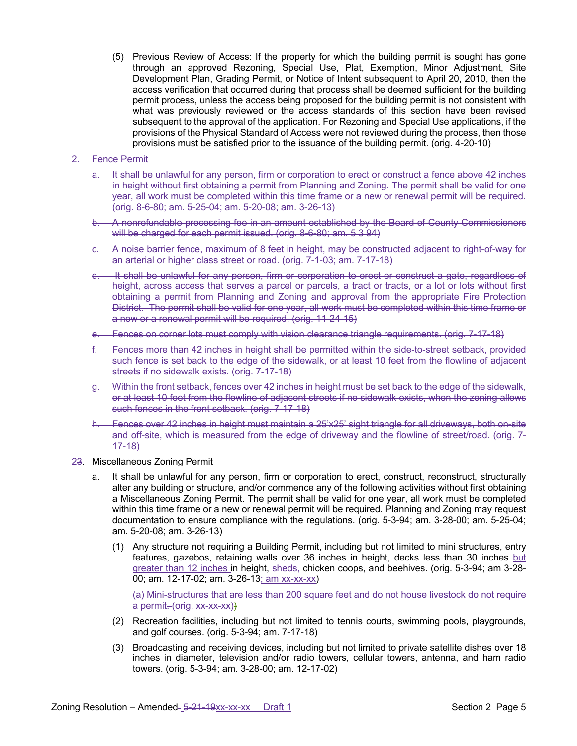(5) Previous Review of Access: If the property for which the building permit is sought has gone through an approved Rezoning, Special Use, Plat, Exemption, Minor Adjustment, Site Development Plan, Grading Permit, or Notice of Intent subsequent to April 20, 2010, then the access verification that occurred during that process shall be deemed sufficient for the building permit process, unless the access being proposed for the building permit is not consistent with what was previously reviewed or the access standards of this section have been revised subsequent to the approval of the application. For Rezoning and Special Use applications, if the provisions of the Physical Standard of Access were not reviewed during the process, then those provisions must be satisfied prior to the issuance of the building permit. (orig. 4-20-10)

~~2. Fence Permit~~

~~a. It shall be unlawful for any person, firm or corporation to erect or construct a fence above 42 inches in height without first obtaining a permit from Planning and Zoning. The permit shall be valid for one year, all work must be completed within this time frame or a new or renewal permit will be required. (orig. 8-6-80; am. 5-25-04; am. 5-20-08; am. 3-26-13)~~

~~b. A nonrefundable processing fee in an amount established by the Board of County Commissioners will be charged for each permit issued. (orig. 8-6-80; am. 5 3 94)~~

~~c. A noise barrier fence, maximum of 8 feet in height, may be constructed adjacent to right-of-way for an arterial or higher class street or road. (orig. 7-1-03; am. 7-17-18)~~

~~d. It shall be unlawful for any person, firm or corporation to erect or construct a gate, regardless of height, across access that serves a parcel or parcels, a tract or tracts, or a lot or lots without first obtaining a permit from Planning and Zoning and approval from the appropriate Fire Protection District. The permit shall be valid for one year, all work must be completed within this time frame or a new or a renewal permit will be required. (orig. 11-24-15)~~

~~e. Fences on corner lots must comply with vision clearance triangle requirements. (orig. 7-17-18)~~

~~f. Fences more than 42 inches in height shall be permitted within the side-to-street setback, provided such fence is set back to the edge of the sidewalk, or at least 10 feet from the flowline of adjacent streets if no sidewalk exists. (orig. 7-17-18)~~

~~g. Within the front setback, fences over 42 inches in height must be set back to the edge of the sidewalk, or at least 10 feet from the flowline of adjacent streets if no sidewalk exists, when the zoning allows such fences in the front setback. (orig. 7-17-18)~~

~~h. Fences over 42 inches in height must maintain a 25'x25' sight triangle for all driveways, both on-site and off-site, which is measured from the edge of driveway and the flowline of street/road. (orig. 7-17-18)~~

2~~3~~. Miscellaneous Zoning Permit

a. It shall be unlawful for any person, firm or corporation to erect, construct, reconstruct, structurally alter any building or structure, and/or commence any of the following activities without first obtaining a Miscellaneous Zoning Permit. The permit shall be valid for one year, all work must be completed within this time frame or a new or renewal permit will be required. Planning and Zoning may request documentation to ensure compliance with the regulations. (orig. 5-3-94; am. 3-28-00; am. 5-25-04; am. 5-20-08; am. 3-26-13)

(1) Any structure not requiring a Building Permit, including but not limited to mini structures, entry features, gazebos, retaining walls over 36 inches in height, decks less than 30 inches but greater than 12 inches in height, ~~sheds,~~ chicken coops, and beehives. (orig. 5-3-94; am 3-28-00; am. 12-17-02; am. 3-26-13; am xx-xx-xx)

(a) Mini-structures that are less than 200 square feet and do not house livestock do not require a permit. (orig. xx-xx-xx)

(2) Recreation facilities, including but not limited to tennis courts, swimming pools, playgrounds, and golf courses. (orig. 5-3-94; am. 7-17-18)

(3) Broadcasting and receiving devices, including but not limited to private satellite dishes over 18 inches in diameter, television and/or radio towers, cellular towers, antenna, and ham radio towers. (orig. 5-3-94; am. 3-28-00; am. 12-17-02)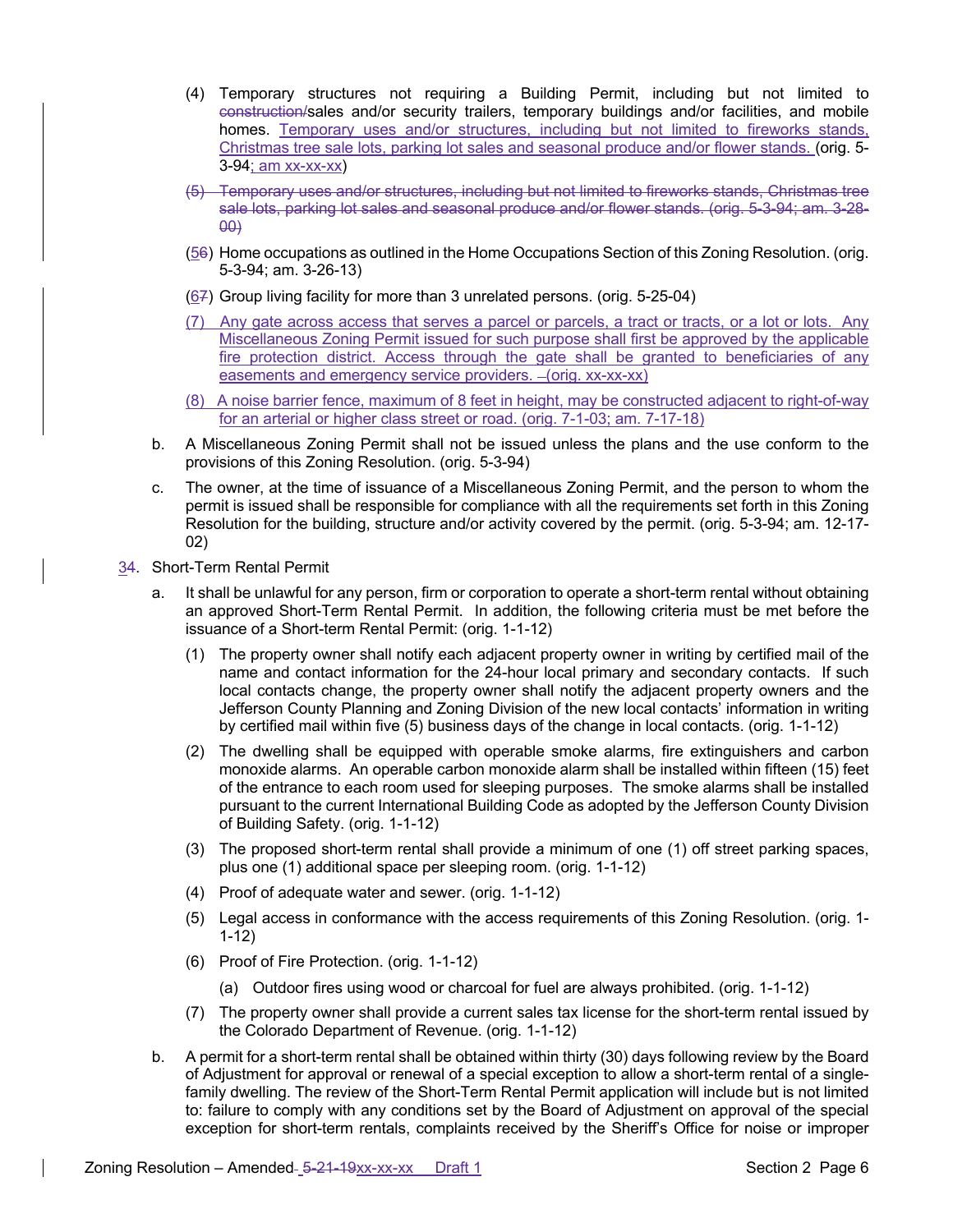(4) Temporary structures not requiring a Building Permit, including but not limited to ~~construction/~~sales and/or security trailers, temporary buildings and/or facilities, and mobile homes. <u>Temporary uses and/or structures, including but not limited to fireworks stands, Christmas tree sale lots, parking lot sales and seasonal produce and/or flower stands.</u> (orig. 5-3-94<u>; am xx-xx-xx</u>)

~~(5) Temporary uses and/or structures, including but not limited to fireworks stands, Christmas tree sale lots, parking lot sales and seasonal produce and/or flower stands. (orig. 5-3-94; am. 3-28-00)~~

(<u>5</u>~~6~~) Home occupations as outlined in the Home Occupations Section of this Zoning Resolution. (orig. 5-3-94; am. 3-26-13)

(<u>6</u>~~7~~) Group living facility for more than 3 unrelated persons. (orig. 5-25-04)

<u>(7) Any gate across access that serves a parcel or parcels, a tract or tracts, or a lot or lots. Any Miscellaneous Zoning Permit issued for such purpose shall first be approved by the applicable fire protection district. Access through the gate shall be granted to beneficiaries of any easements and emergency service providers. (orig. xx-xx-xx)</u>

<u>(8) A noise barrier fence, maximum of 8 feet in height, may be constructed adjacent to right-of-way for an arterial or higher class street or road. (orig. 7-1-03; am. 7-17-18)</u>

b. A Miscellaneous Zoning Permit shall not be issued unless the plans and the use conform to the provisions of this Zoning Resolution. (orig. 5-3-94)

c. The owner, at the time of issuance of a Miscellaneous Zoning Permit, and the person to whom the permit is issued shall be responsible for compliance with all the requirements set forth in this Zoning Resolution for the building, structure and/or activity covered by the permit. (orig. 5-3-94; am. 12-17-02)

<u>3</u>~~4~~. Short-Term Rental Permit

a. It shall be unlawful for any person, firm or corporation to operate a short-term rental without obtaining an approved Short-Term Rental Permit. In addition, the following criteria must be met before the issuance of a Short-term Rental Permit: (orig. 1-1-12)

(1) The property owner shall notify each adjacent property owner in writing by certified mail of the name and contact information for the 24-hour local primary and secondary contacts. If such local contacts change, the property owner shall notify the adjacent property owners and the Jefferson County Planning and Zoning Division of the new local contacts' information in writing by certified mail within five (5) business days of the change in local contacts. (orig. 1-1-12)

(2) The dwelling shall be equipped with operable smoke alarms, fire extinguishers and carbon monoxide alarms. An operable carbon monoxide alarm shall be installed within fifteen (15) feet of the entrance to each room used for sleeping purposes. The smoke alarms shall be installed pursuant to the current International Building Code as adopted by the Jefferson County Division of Building Safety. (orig. 1-1-12)

(3) The proposed short-term rental shall provide a minimum of one (1) off street parking spaces, plus one (1) additional space per sleeping room. (orig. 1-1-12)

(4) Proof of adequate water and sewer. (orig. 1-1-12)

(5) Legal access in conformance with the access requirements of this Zoning Resolution. (orig. 1-1-12)

(6) Proof of Fire Protection. (orig. 1-1-12)

(a) Outdoor fires using wood or charcoal for fuel are always prohibited. (orig. 1-1-12)

(7) The property owner shall provide a current sales tax license for the short-term rental issued by the Colorado Department of Revenue. (orig. 1-1-12)

b. A permit for a short-term rental shall be obtained within thirty (30) days following review by the Board of Adjustment for approval or renewal of a special exception to allow a short-term rental of a single-family dwelling. The review of the Short-Term Rental Permit application will include but is not limited to: failure to comply with any conditions set by the Board of Adjustment on approval of the special exception for short-term rentals, complaints received by the Sheriff's Office for noise or improper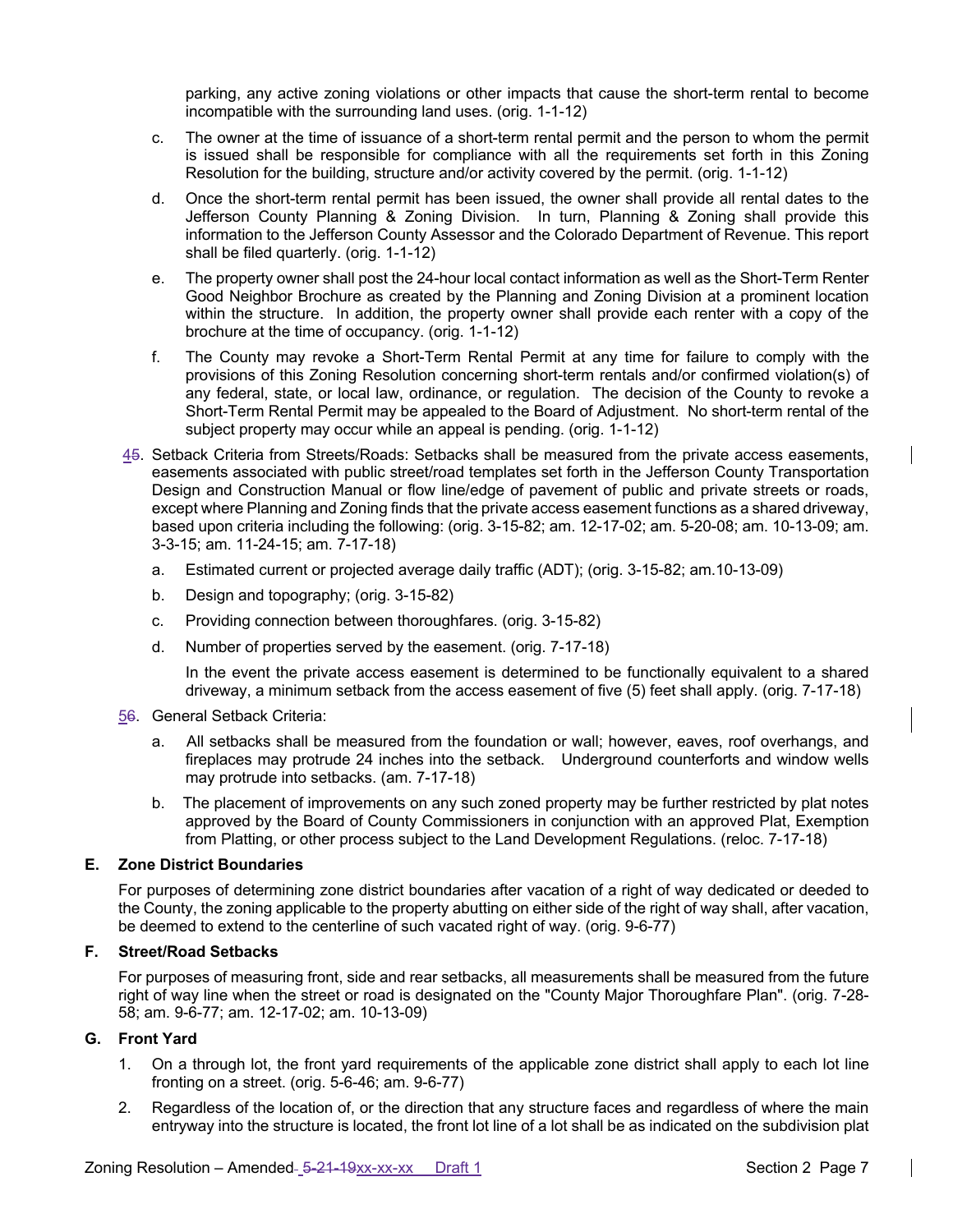parking, any active zoning violations or other impacts that cause the short-term rental to become incompatible with the surrounding land uses. (orig. 1-1-12)

c. The owner at the time of issuance of a short-term rental permit and the person to whom the permit is issued shall be responsible for compliance with all the requirements set forth in this Zoning Resolution for the building, structure and/or activity covered by the permit. (orig. 1-1-12)

d. Once the short-term rental permit has been issued, the owner shall provide all rental dates to the Jefferson County Planning & Zoning Division. In turn, Planning & Zoning shall provide this information to the Jefferson County Assessor and the Colorado Department of Revenue. This report shall be filed quarterly. (orig. 1-1-12)

e. The property owner shall post the 24-hour local contact information as well as the Short-Term Renter Good Neighbor Brochure as created by the Planning and Zoning Division at a prominent location within the structure. In addition, the property owner shall provide each renter with a copy of the brochure at the time of occupancy. (orig. 1-1-12)

f. The County may revoke a Short-Term Rental Permit at any time for failure to comply with the provisions of this Zoning Resolution concerning short-term rentals and/or confirmed violation(s) of any federal, state, or local law, ordinance, or regulation. The decision of the County to revoke a Short-Term Rental Permit may be appealed to the Board of Adjustment. No short-term rental of the subject property may occur while an appeal is pending. (orig. 1-1-12)

~~4~~5. Setback Criteria from Streets/Roads: Setbacks shall be measured from the private access easements, easements associated with public street/road templates set forth in the Jefferson County Transportation Design and Construction Manual or flow line/edge of pavement of public and private streets or roads, except where Planning and Zoning finds that the private access easement functions as a shared driveway, based upon criteria including the following: (orig. 3-15-82; am. 12-17-02; am. 5-20-08; am. 10-13-09; am. 3-3-15; am. 11-24-15; am. 7-17-18)

a. Estimated current or projected average daily traffic (ADT); (orig. 3-15-82; am.10-13-09)

b. Design and topography; (orig. 3-15-82)

c. Providing connection between thoroughfares. (orig. 3-15-82)

d. Number of properties served by the easement. (orig. 7-17-18)

In the event the private access easement is determined to be functionally equivalent to a shared driveway, a minimum setback from the access easement of five (5) feet shall apply. (orig. 7-17-18)

~~5~~6. General Setback Criteria:

a. All setbacks shall be measured from the foundation or wall; however, eaves, roof overhangs, and fireplaces may protrude 24 inches into the setback. Underground counterforts and window wells may protrude into setbacks. (am. 7-17-18)

b. The placement of improvements on any such zoned property may be further restricted by plat notes approved by the Board of County Commissioners in conjunction with an approved Plat, Exemption from Platting, or other process subject to the Land Development Regulations. (reloc. 7-17-18)

**E. Zone District Boundaries**

For purposes of determining zone district boundaries after vacation of a right of way dedicated or deeded to the County, the zoning applicable to the property abutting on either side of the right of way shall, after vacation, be deemed to extend to the centerline of such vacated right of way. (orig. 9-6-77)

**F. Street/Road Setbacks**

For purposes of measuring front, side and rear setbacks, all measurements shall be measured from the future right of way line when the street or road is designated on the "County Major Thoroughfare Plan". (orig. 7-28-58; am. 9-6-77; am. 12-17-02; am. 10-13-09)

**G. Front Yard**

1. On a through lot, the front yard requirements of the applicable zone district shall apply to each lot line fronting on a street. (orig. 5-6-46; am. 9-6-77)

2. Regardless of the location of, or the direction that any structure faces and regardless of where the main entryway into the structure is located, the front lot line of a lot shall be as indicated on the subdivision plat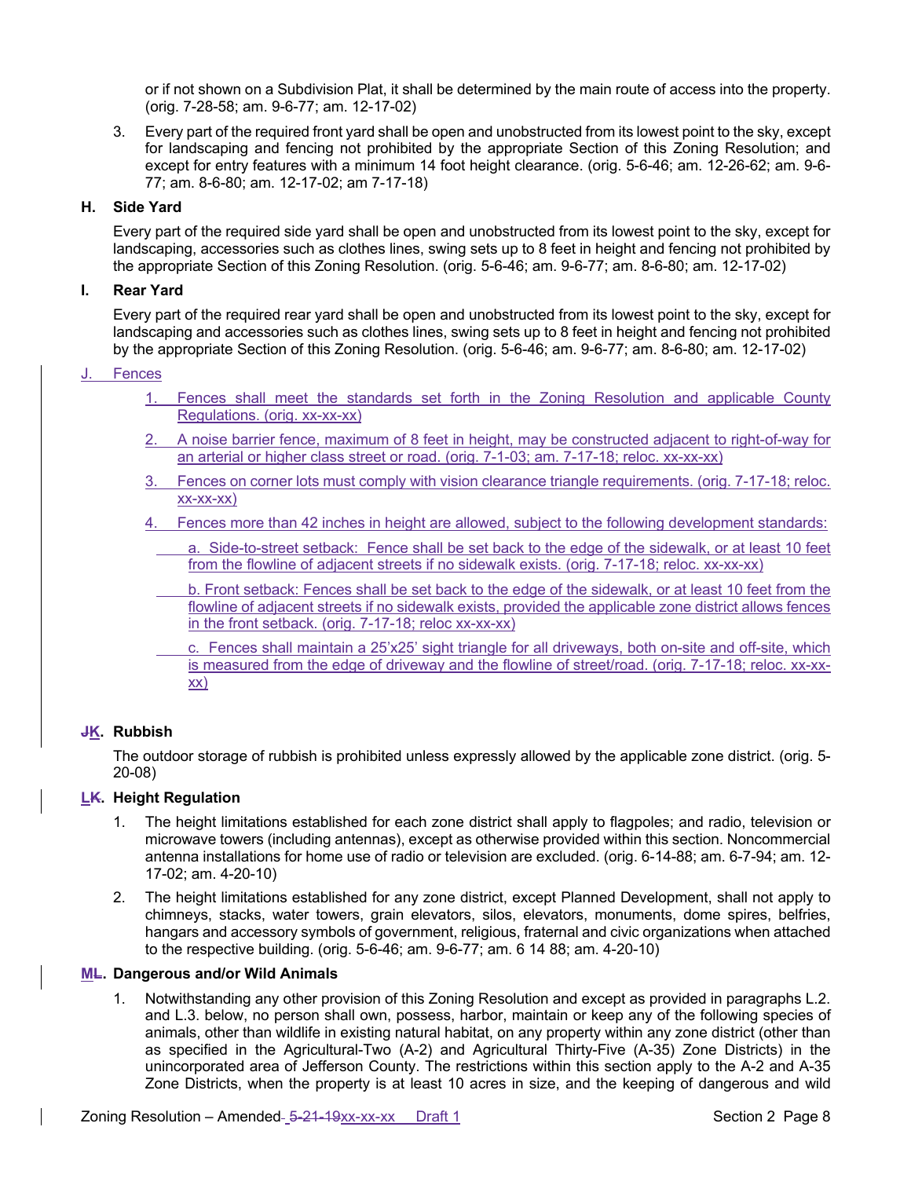or if not shown on a Subdivision Plat, it shall be determined by the main route of access into the property. (orig. 7-28-58; am. 9-6-77; am. 12-17-02)

3. Every part of the required front yard shall be open and unobstructed from its lowest point to the sky, except for landscaping and fencing not prohibited by the appropriate Section of this Zoning Resolution; and except for entry features with a minimum 14 foot height clearance. (orig. 5-6-46; am. 12-26-62; am. 9-6-77; am. 8-6-80; am. 12-17-02; am 7-17-18)

**H. Side Yard**

Every part of the required side yard shall be open and unobstructed from its lowest point to the sky, except for landscaping, accessories such as clothes lines, swing sets up to 8 feet in height and fencing not prohibited by the appropriate Section of this Zoning Resolution. (orig. 5-6-46; am. 9-6-77; am. 8-6-80; am. 12-17-02)

**I. Rear Yard**

Every part of the required rear yard shall be open and unobstructed from its lowest point to the sky, except for landscaping and accessories such as clothes lines, swing sets up to 8 feet in height and fencing not prohibited by the appropriate Section of this Zoning Resolution. (orig. 5-6-46; am. 9-6-77; am. 8-6-80; am. 12-17-02)

J. Fences

1. Fences shall meet the standards set forth in the Zoning Resolution and applicable County Regulations. (orig. xx-xx-xx)
2. A noise barrier fence, maximum of 8 feet in height, may be constructed adjacent to right-of-way for an arterial or higher class street or road. (orig. 7-1-03; am. 7-17-18; reloc. xx-xx-xx)
3. Fences on corner lots must comply with vision clearance triangle requirements. (orig. 7-17-18; reloc. xx-xx-xx)
4. Fences more than 42 inches in height are allowed, subject to the following development standards:
   a. Side-to-street setback: Fence shall be set back to the edge of the sidewalk, or at least 10 feet from the flowline of adjacent streets if no sidewalk exists. (orig. 7-17-18; reloc. xx-xx-xx)
   b. Front setback: Fences shall be set back to the edge of the sidewalk, or at least 10 feet from the flowline of adjacent streets if no sidewalk exists, provided the applicable zone district allows fences in the front setback. (orig. 7-17-18; reloc xx-xx-xx)
   c. Fences shall maintain a 25'x25' sight triangle for all driveways, both on-site and off-site, which is measured from the edge of driveway and the flowline of street/road. (orig. 7-17-18; reloc. xx-xx-xx)

**~~J~~K. Rubbish**

The outdoor storage of rubbish is prohibited unless expressly allowed by the applicable zone district. (orig. 5-20-08)

**L~~K~~. Height Regulation**

1. The height limitations established for each zone district shall apply to flagpoles; and radio, television or microwave towers (including antennas), except as otherwise provided within this section. Noncommercial antenna installations for home use of radio or television are excluded. (orig. 6-14-88; am. 6-7-94; am. 12-17-02; am. 4-20-10)
2. The height limitations established for any zone district, except Planned Development, shall not apply to chimneys, stacks, water towers, grain elevators, silos, elevators, monuments, dome spires, belfries, hangars and accessory symbols of government, religious, fraternal and civic organizations when attached to the respective building. (orig. 5-6-46; am. 9-6-77; am. 6 14 88; am. 4-20-10)

**M~~L~~. Dangerous and/or Wild Animals**

1. Notwithstanding any other provision of this Zoning Resolution and except as provided in paragraphs L.2. and L.3. below, no person shall own, possess, harbor, maintain or keep any of the following species of animals, other than wildlife in existing natural habitat, on any property within any zone district (other than as specified in the Agricultural-Two (A-2) and Agricultural Thirty-Five (A-35) Zone Districts) in the unincorporated area of Jefferson County. The restrictions within this section apply to the A-2 and A-35 Zone Districts, when the property is at least 10 acres in size, and the keeping of dangerous and wild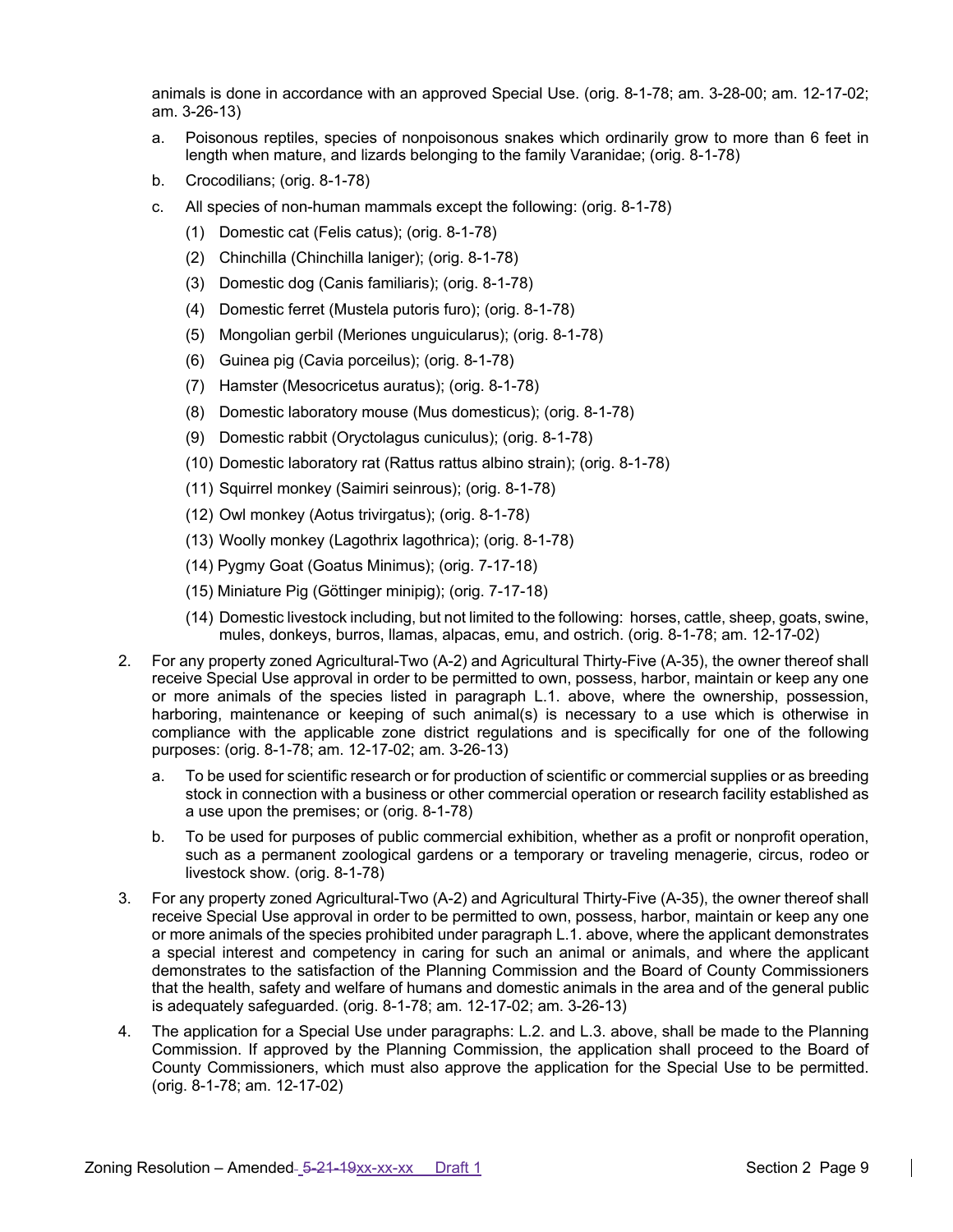animals is done in accordance with an approved Special Use. (orig. 8-1-78; am. 3-28-00; am. 12-17-02; am. 3-26-13)

a. Poisonous reptiles, species of nonpoisonous snakes which ordinarily grow to more than 6 feet in length when mature, and lizards belonging to the family Varanidae; (orig. 8-1-78)

b. Crocodilians; (orig. 8-1-78)

c. All species of non-human mammals except the following: (orig. 8-1-78)

   (1) Domestic cat (Felis catus); (orig. 8-1-78)

   (2) Chinchilla (Chinchilla laniger); (orig. 8-1-78)

   (3) Domestic dog (Canis familiaris); (orig. 8-1-78)

   (4) Domestic ferret (Mustela putoris furo); (orig. 8-1-78)

   (5) Mongolian gerbil (Meriones unguicularus); (orig. 8-1-78)

   (6) Guinea pig (Cavia porceilus); (orig. 8-1-78)

   (7) Hamster (Mesocricetus auratus); (orig. 8-1-78)

   (8) Domestic laboratory mouse (Mus domesticus); (orig. 8-1-78)

   (9) Domestic rabbit (Oryctolagus cuniculus); (orig. 8-1-78)

   (10) Domestic laboratory rat (Rattus rattus albino strain); (orig. 8-1-78)

   (11) Squirrel monkey (Saimiri seinrous); (orig. 8-1-78)

   (12) Owl monkey (Aotus trivirgatus); (orig. 8-1-78)

   (13) Woolly monkey (Lagothrix lagothrica); (orig. 8-1-78)

   (14) Pygmy Goat (Goatus Minimus); (orig. 7-17-18)

   (15) Miniature Pig (Göttinger minipig); (orig. 7-17-18)

   (14) Domestic livestock including, but not limited to the following: horses, cattle, sheep, goats, swine, mules, donkeys, burros, llamas, alpacas, emu, and ostrich. (orig. 8-1-78; am. 12-17-02)

2. For any property zoned Agricultural-Two (A-2) and Agricultural Thirty-Five (A-35), the owner thereof shall receive Special Use approval in order to be permitted to own, possess, harbor, maintain or keep any one or more animals of the species listed in paragraph L.1. above, where the ownership, possession, harboring, maintenance or keeping of such animal(s) is necessary to a use which is otherwise in compliance with the applicable zone district regulations and is specifically for one of the following purposes: (orig. 8-1-78; am. 12-17-02; am. 3-26-13)

   a. To be used for scientific research or for production of scientific or commercial supplies or as breeding stock in connection with a business or other commercial operation or research facility established as a use upon the premises; or (orig. 8-1-78)

   b. To be used for purposes of public commercial exhibition, whether as a profit or nonprofit operation, such as a permanent zoological gardens or a temporary or traveling menagerie, circus, rodeo or livestock show. (orig. 8-1-78)

3. For any property zoned Agricultural-Two (A-2) and Agricultural Thirty-Five (A-35), the owner thereof shall receive Special Use approval in order to be permitted to own, possess, harbor, maintain or keep any one or more animals of the species prohibited under paragraph L.1. above, where the applicant demonstrates a special interest and competency in caring for such an animal or animals, and where the applicant demonstrates to the satisfaction of the Planning Commission and the Board of County Commissioners that the health, safety and welfare of humans and domestic animals in the area and of the general public is adequately safeguarded. (orig. 8-1-78; am. 12-17-02; am. 3-26-13)

4. The application for a Special Use under paragraphs: L.2. and L.3. above, shall be made to the Planning Commission. If approved by the Planning Commission, the application shall proceed to the Board of County Commissioners, which must also approve the application for the Special Use to be permitted. (orig. 8-1-78; am. 12-17-02)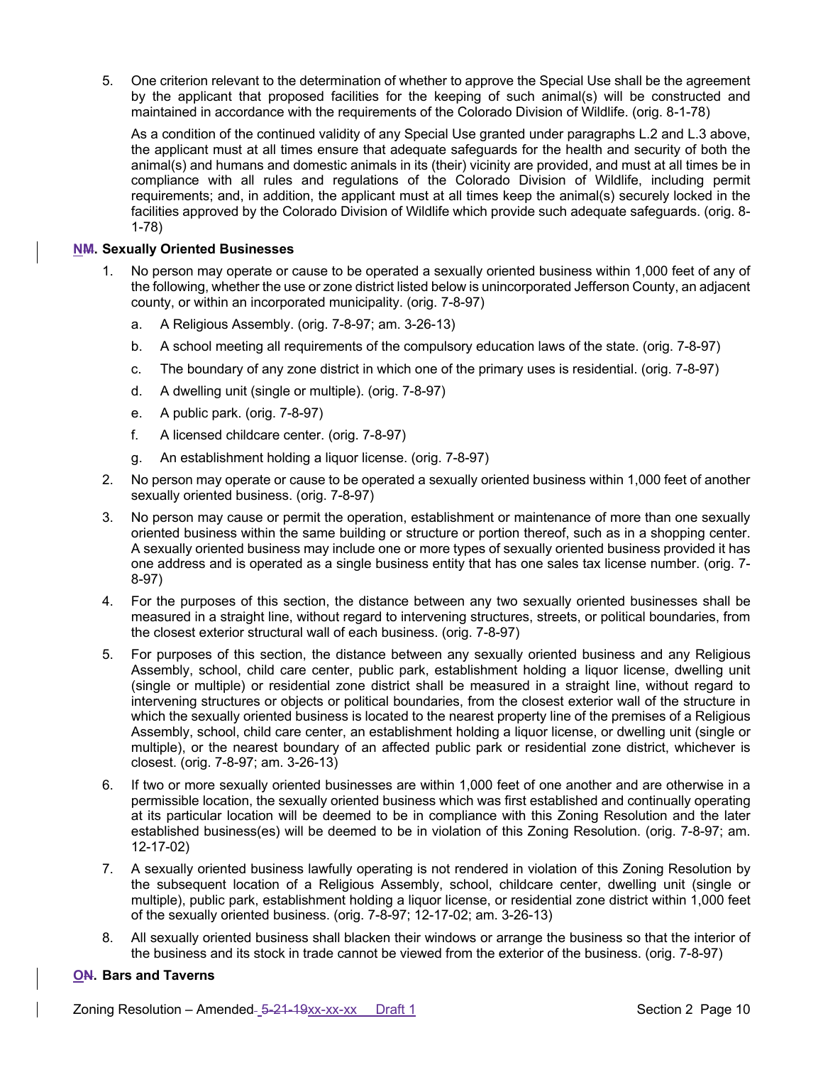5. One criterion relevant to the determination of whether to approve the Special Use shall be the agreement by the applicant that proposed facilities for the keeping of such animal(s) will be constructed and maintained in accordance with the requirements of the Colorado Division of Wildlife. (orig. 8-1-78)

   As a condition of the continued validity of any Special Use granted under paragraphs L.2 and L.3 above, the applicant must at all times ensure that adequate safeguards for the health and security of both the animal(s) and humans and domestic animals in its (their) vicinity are provided, and must at all times be in compliance with all rules and regulations of the Colorado Division of Wildlife, including permit requirements; and, in addition, the applicant must at all times keep the animal(s) securely locked in the facilities approved by the Colorado Division of Wildlife which provide such adequate safeguards. (orig. 8-1-78)

**~~M~~N. Sexually Oriented Businesses**

1. No person may operate or cause to be operated a sexually oriented business within 1,000 feet of any of the following, whether the use or zone district listed below is unincorporated Jefferson County, an adjacent county, or within an incorporated municipality. (orig. 7-8-97)
   a. A Religious Assembly. (orig. 7-8-97; am. 3-26-13)
   b. A school meeting all requirements of the compulsory education laws of the state. (orig. 7-8-97)
   c. The boundary of any zone district in which one of the primary uses is residential. (orig. 7-8-97)
   d. A dwelling unit (single or multiple). (orig. 7-8-97)
   e. A public park. (orig. 7-8-97)
   f. A licensed childcare center. (orig. 7-8-97)
   g. An establishment holding a liquor license. (orig. 7-8-97)
2. No person may operate or cause to be operated a sexually oriented business within 1,000 feet of another sexually oriented business. (orig. 7-8-97)
3. No person may cause or permit the operation, establishment or maintenance of more than one sexually oriented business within the same building or structure or portion thereof, such as in a shopping center. A sexually oriented business may include one or more types of sexually oriented business provided it has one address and is operated as a single business entity that has one sales tax license number. (orig. 7-8-97)
4. For the purposes of this section, the distance between any two sexually oriented businesses shall be measured in a straight line, without regard to intervening structures, streets, or political boundaries, from the closest exterior structural wall of each business. (orig. 7-8-97)
5. For purposes of this section, the distance between any sexually oriented business and any Religious Assembly, school, child care center, public park, establishment holding a liquor license, dwelling unit (single or multiple) or residential zone district shall be measured in a straight line, without regard to intervening structures or objects or political boundaries, from the closest exterior wall of the structure in which the sexually oriented business is located to the nearest property line of the premises of a Religious Assembly, school, child care center, an establishment holding a liquor license, or dwelling unit (single or multiple), or the nearest boundary of an affected public park or residential zone district, whichever is closest. (orig. 7-8-97; am. 3-26-13)
6. If two or more sexually oriented businesses are within 1,000 feet of one another and are otherwise in a permissible location, the sexually oriented business which was first established and continually operating at its particular location will be deemed to be in compliance with this Zoning Resolution and the later established business(es) will be deemed to be in violation of this Zoning Resolution. (orig. 7-8-97; am. 12-17-02)
7. A sexually oriented business lawfully operating is not rendered in violation of this Zoning Resolution by the subsequent location of a Religious Assembly, school, childcare center, dwelling unit (single or multiple), public park, establishment holding a liquor license, or residential zone district within 1,000 feet of the sexually oriented business. (orig. 7-8-97; 12-17-02; am. 3-26-13)
8. All sexually oriented business shall blacken their windows or arrange the business so that the interior of the business and its stock in trade cannot be viewed from the exterior of the business. (orig. 7-8-97)

**~~N~~O. Bars and Taverns**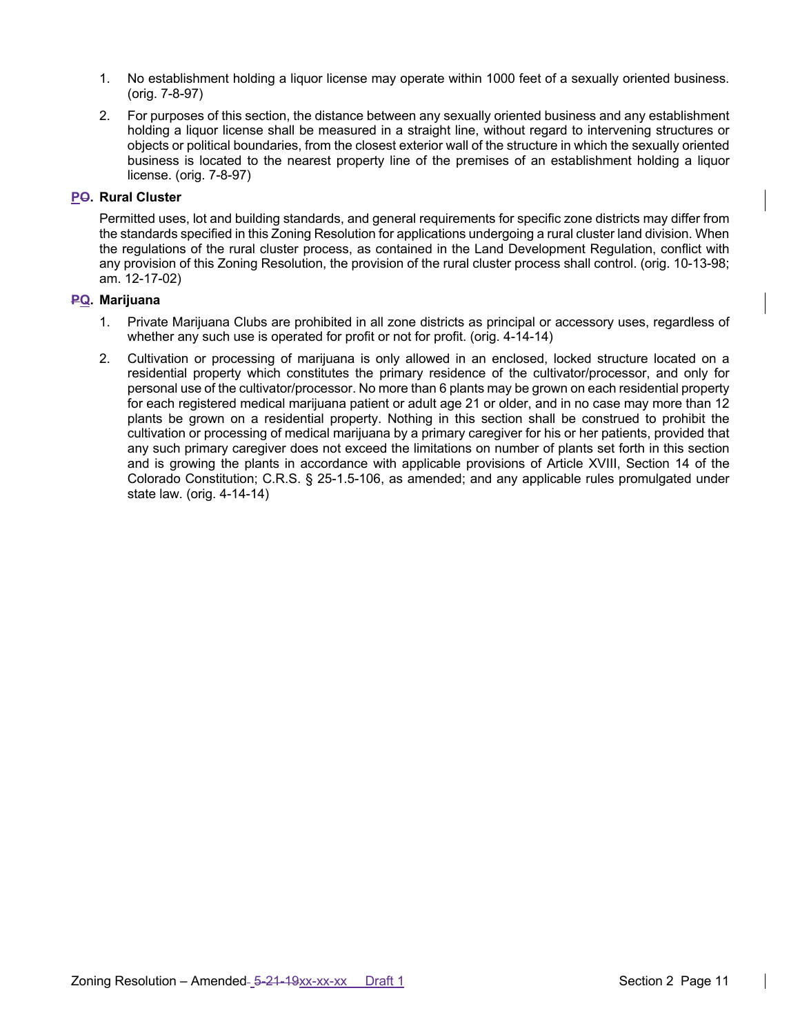1. No establishment holding a liquor license may operate within 1000 feet of a sexually oriented business. (orig. 7-8-97)

2. For purposes of this section, the distance between any sexually oriented business and any establishment holding a liquor license shall be measured in a straight line, without regard to intervening structures or objects or political boundaries, from the closest exterior wall of the structure in which the sexually oriented business is located to the nearest property line of the premises of an establishment holding a liquor license. (orig. 7-8-97)

**~~O~~P. Rural Cluster**

Permitted uses, lot and building standards, and general requirements for specific zone districts may differ from the standards specified in this Zoning Resolution for applications undergoing a rural cluster land division. When the regulations of the rural cluster process, as contained in the Land Development Regulation, conflict with any provision of this Zoning Resolution, the provision of the rural cluster process shall control. (orig. 10-13-98; am. 12-17-02)

**~~P~~Q. Marijuana**

1. Private Marijuana Clubs are prohibited in all zone districts as principal or accessory uses, regardless of whether any such use is operated for profit or not for profit. (orig. 4-14-14)

2. Cultivation or processing of marijuana is only allowed in an enclosed, locked structure located on a residential property which constitutes the primary residence of the cultivator/processor, and only for personal use of the cultivator/processor. No more than 6 plants may be grown on each residential property for each registered medical marijuana patient or adult age 21 or older, and in no case may more than 12 plants be grown on a residential property. Nothing in this section shall be construed to prohibit the cultivation or processing of medical marijuana by a primary caregiver for his or her patients, provided that any such primary caregiver does not exceed the limitations on number of plants set forth in this section and is growing the plants in accordance with applicable provisions of Article XVIII, Section 14 of the Colorado Constitution; C.R.S. § 25-1.5-106, as amended; and any applicable rules promulgated under state law. (orig. 4-14-14)